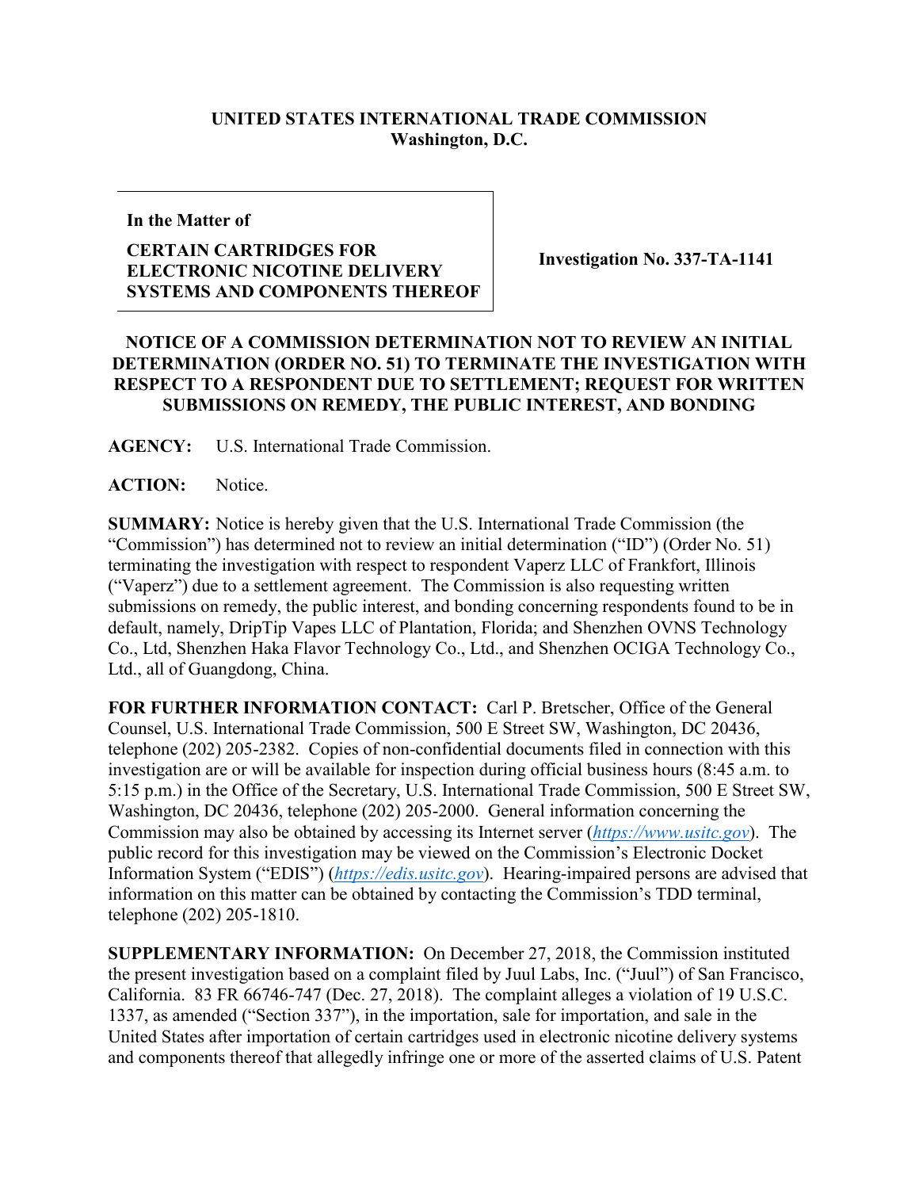**UNITED STATES INTERNATIONAL TRADE COMMISSION**
**Washington, D.C.**

| | |
|---|---|
| **In the Matter of**<br><br>**CERTAIN CARTRIDGES FOR ELECTRONIC NICOTINE DELIVERY SYSTEMS AND COMPONENTS THEREOF** | **Investigation No. 337-TA-1141** |

**NOTICE OF A COMMISSION DETERMINATION NOT TO REVIEW AN INITIAL DETERMINATION (ORDER NO. 51) TO TERMINATE THE INVESTIGATION WITH RESPECT TO A RESPONDENT DUE TO SETTLEMENT; REQUEST FOR WRITTEN SUBMISSIONS ON REMEDY, THE PUBLIC INTEREST, AND BONDING**

**AGENCY:** U.S. International Trade Commission.

**ACTION:** Notice.

**SUMMARY:** Notice is hereby given that the U.S. International Trade Commission (the "Commission") has determined not to review an initial determination ("ID") (Order No. 51) terminating the investigation with respect to respondent Vaperz LLC of Frankfort, Illinois ("Vaperz") due to a settlement agreement. The Commission is also requesting written submissions on remedy, the public interest, and bonding concerning respondents found to be in default, namely, DripTip Vapes LLC of Plantation, Florida; and Shenzhen OVNS Technology Co., Ltd, Shenzhen Haka Flavor Technology Co., Ltd., and Shenzhen OCIGA Technology Co., Ltd., all of Guangdong, China.

**FOR FURTHER INFORMATION CONTACT:** Carl P. Bretscher, Office of the General Counsel, U.S. International Trade Commission, 500 E Street SW, Washington, DC 20436, telephone (202) 205-2382. Copies of non-confidential documents filed in connection with this investigation are or will be available for inspection during official business hours (8:45 a.m. to 5:15 p.m.) in the Office of the Secretary, U.S. International Trade Commission, 500 E Street SW, Washington, DC 20436, telephone (202) 205-2000. General information concerning the Commission may also be obtained by accessing its Internet server (*https://www.usitc.gov*). The public record for this investigation may be viewed on the Commission's Electronic Docket Information System ("EDIS") (*https://edis.usitc.gov*). Hearing-impaired persons are advised that information on this matter can be obtained by contacting the Commission's TDD terminal, telephone (202) 205-1810.

**SUPPLEMENTARY INFORMATION:** On December 27, 2018, the Commission instituted the present investigation based on a complaint filed by Juul Labs, Inc. ("Juul") of San Francisco, California. 83 FR 66746-747 (Dec. 27, 2018). The complaint alleges a violation of 19 U.S.C. 1337, as amended ("Section 337"), in the importation, sale for importation, and sale in the United States after importation of certain cartridges used in electronic nicotine delivery systems and components thereof that allegedly infringe one or more of the asserted claims of U.S. Patent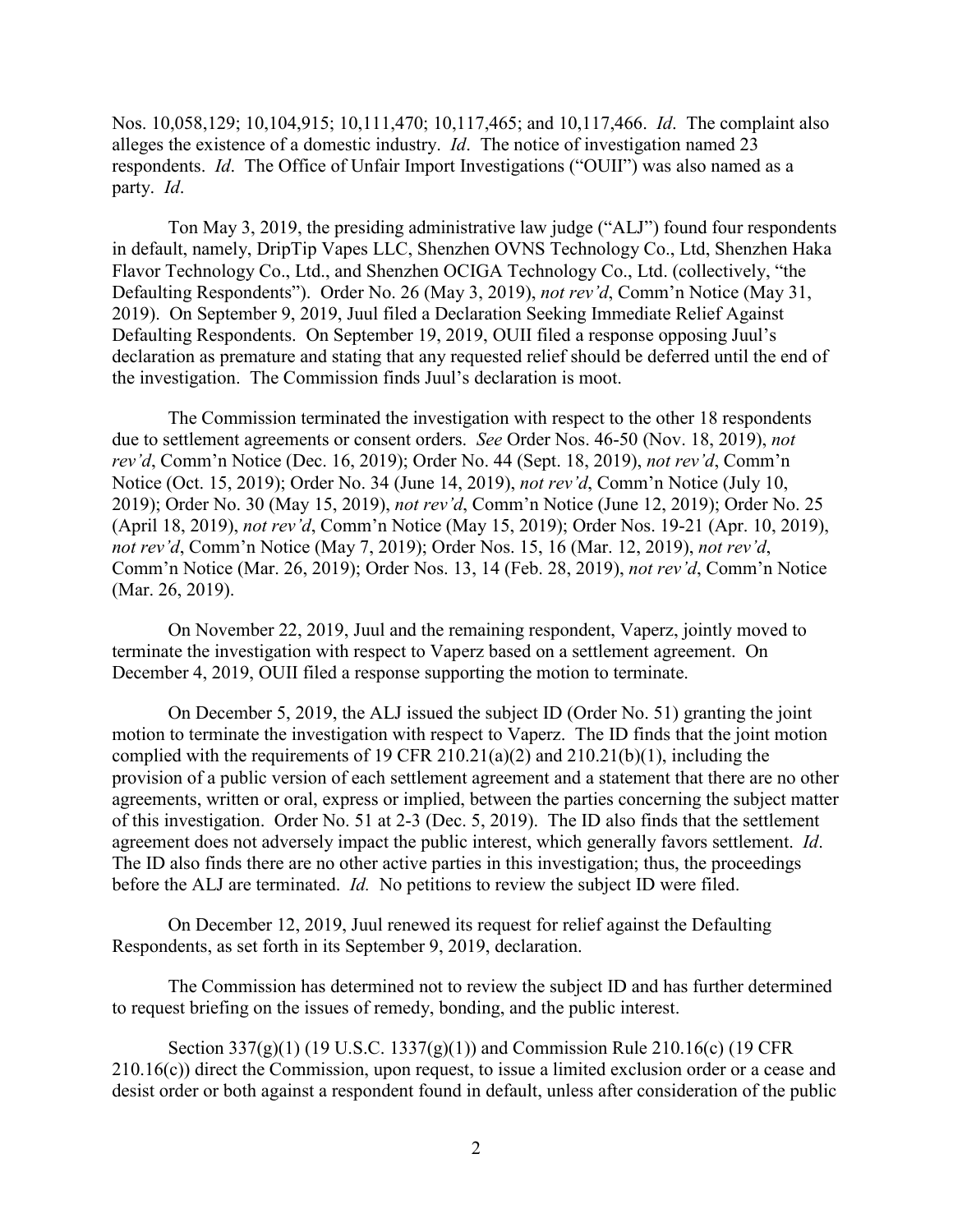Nos. 10,058,129; 10,104,915; 10,111,470; 10,117,465; and 10,117,466. *Id*. The complaint also alleges the existence of a domestic industry. *Id*. The notice of investigation named 23 respondents. *Id*. The Office of Unfair Import Investigations ("OUII") was also named as a party. *Id*.

Ton May 3, 2019, the presiding administrative law judge ("ALJ") found four respondents in default, namely, DripTip Vapes LLC, Shenzhen OVNS Technology Co., Ltd, Shenzhen Haka Flavor Technology Co., Ltd., and Shenzhen OCIGA Technology Co., Ltd. (collectively, "the Defaulting Respondents"). Order No. 26 (May 3, 2019), *not rev'd*, Comm'n Notice (May 31, 2019). On September 9, 2019, Juul filed a Declaration Seeking Immediate Relief Against Defaulting Respondents. On September 19, 2019, OUII filed a response opposing Juul's declaration as premature and stating that any requested relief should be deferred until the end of the investigation. The Commission finds Juul's declaration is moot.

The Commission terminated the investigation with respect to the other 18 respondents due to settlement agreements or consent orders. *See* Order Nos. 46-50 (Nov. 18, 2019), *not rev'd*, Comm'n Notice (Dec. 16, 2019); Order No. 44 (Sept. 18, 2019), *not rev'd*, Comm'n Notice (Oct. 15, 2019); Order No. 34 (June 14, 2019), *not rev'd*, Comm'n Notice (July 10, 2019); Order No. 30 (May 15, 2019), *not rev'd*, Comm'n Notice (June 12, 2019); Order No. 25 (April 18, 2019), *not rev'd*, Comm'n Notice (May 15, 2019); Order Nos. 19-21 (Apr. 10, 2019), *not rev'd*, Comm'n Notice (May 7, 2019); Order Nos. 15, 16 (Mar. 12, 2019), *not rev'd*, Comm'n Notice (Mar. 26, 2019); Order Nos. 13, 14 (Feb. 28, 2019), *not rev'd*, Comm'n Notice (Mar. 26, 2019).

On November 22, 2019, Juul and the remaining respondent, Vaperz, jointly moved to terminate the investigation with respect to Vaperz based on a settlement agreement. On December 4, 2019, OUII filed a response supporting the motion to terminate.

On December 5, 2019, the ALJ issued the subject ID (Order No. 51) granting the joint motion to terminate the investigation with respect to Vaperz. The ID finds that the joint motion complied with the requirements of 19 CFR 210.21(a)(2) and 210.21(b)(1), including the provision of a public version of each settlement agreement and a statement that there are no other agreements, written or oral, express or implied, between the parties concerning the subject matter of this investigation. Order No. 51 at 2-3 (Dec. 5, 2019). The ID also finds that the settlement agreement does not adversely impact the public interest, which generally favors settlement. *Id*. The ID also finds there are no other active parties in this investigation; thus, the proceedings before the ALJ are terminated. *Id.* No petitions to review the subject ID were filed.

On December 12, 2019, Juul renewed its request for relief against the Defaulting Respondents, as set forth in its September 9, 2019, declaration.

The Commission has determined not to review the subject ID and has further determined to request briefing on the issues of remedy, bonding, and the public interest.

Section 337(g)(1) (19 U.S.C. 1337(g)(1)) and Commission Rule 210.16(c) (19 CFR 210.16(c)) direct the Commission, upon request, to issue a limited exclusion order or a cease and desist order or both against a respondent found in default, unless after consideration of the public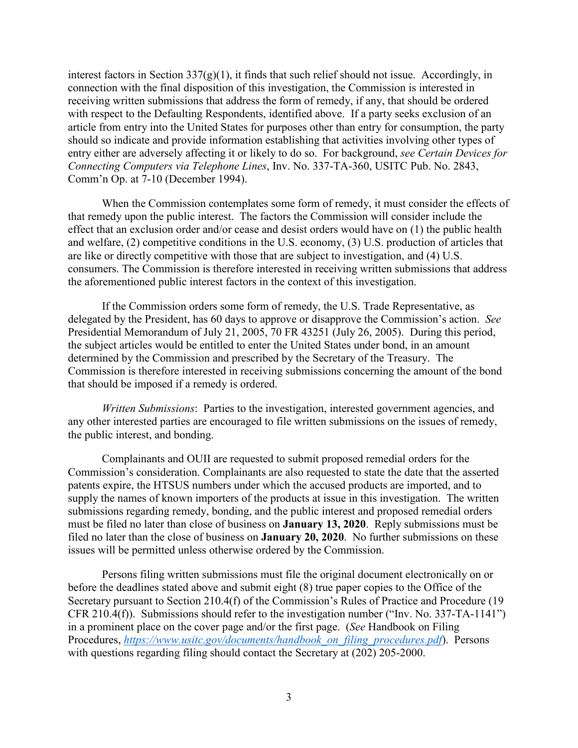interest factors in Section 337(g)(1), it finds that such relief should not issue. Accordingly, in connection with the final disposition of this investigation, the Commission is interested in receiving written submissions that address the form of remedy, if any, that should be ordered with respect to the Defaulting Respondents, identified above. If a party seeks exclusion of an article from entry into the United States for purposes other than entry for consumption, the party should so indicate and provide information establishing that activities involving other types of entry either are adversely affecting it or likely to do so. For background, *see Certain Devices for Connecting Computers via Telephone Lines*, Inv. No. 337-TA-360, USITC Pub. No. 2843, Comm'n Op. at 7-10 (December 1994).

When the Commission contemplates some form of remedy, it must consider the effects of that remedy upon the public interest. The factors the Commission will consider include the effect that an exclusion order and/or cease and desist orders would have on (1) the public health and welfare, (2) competitive conditions in the U.S. economy, (3) U.S. production of articles that are like or directly competitive with those that are subject to investigation, and (4) U.S. consumers. The Commission is therefore interested in receiving written submissions that address the aforementioned public interest factors in the context of this investigation.

If the Commission orders some form of remedy, the U.S. Trade Representative, as delegated by the President, has 60 days to approve or disapprove the Commission's action. *See* Presidential Memorandum of July 21, 2005, 70 FR 43251 (July 26, 2005). During this period, the subject articles would be entitled to enter the United States under bond, in an amount determined by the Commission and prescribed by the Secretary of the Treasury. The Commission is therefore interested in receiving submissions concerning the amount of the bond that should be imposed if a remedy is ordered.

*Written Submissions*: Parties to the investigation, interested government agencies, and any other interested parties are encouraged to file written submissions on the issues of remedy, the public interest, and bonding.

Complainants and OUII are requested to submit proposed remedial orders for the Commission's consideration. Complainants are also requested to state the date that the asserted patents expire, the HTSUS numbers under which the accused products are imported, and to supply the names of known importers of the products at issue in this investigation. The written submissions regarding remedy, bonding, and the public interest and proposed remedial orders must be filed no later than close of business on **January 13, 2020**. Reply submissions must be filed no later than the close of business on **January 20, 2020**. No further submissions on these issues will be permitted unless otherwise ordered by the Commission.

Persons filing written submissions must file the original document electronically on or before the deadlines stated above and submit eight (8) true paper copies to the Office of the Secretary pursuant to Section 210.4(f) of the Commission's Rules of Practice and Procedure (19 CFR 210.4(f)). Submissions should refer to the investigation number ("Inv. No. 337-TA-1141") in a prominent place on the cover page and/or the first page. (*See* Handbook on Filing Procedures, *https://www.usitc.gov/documents/handbook_on_filing_procedures.pdf*). Persons with questions regarding filing should contact the Secretary at (202) 205-2000.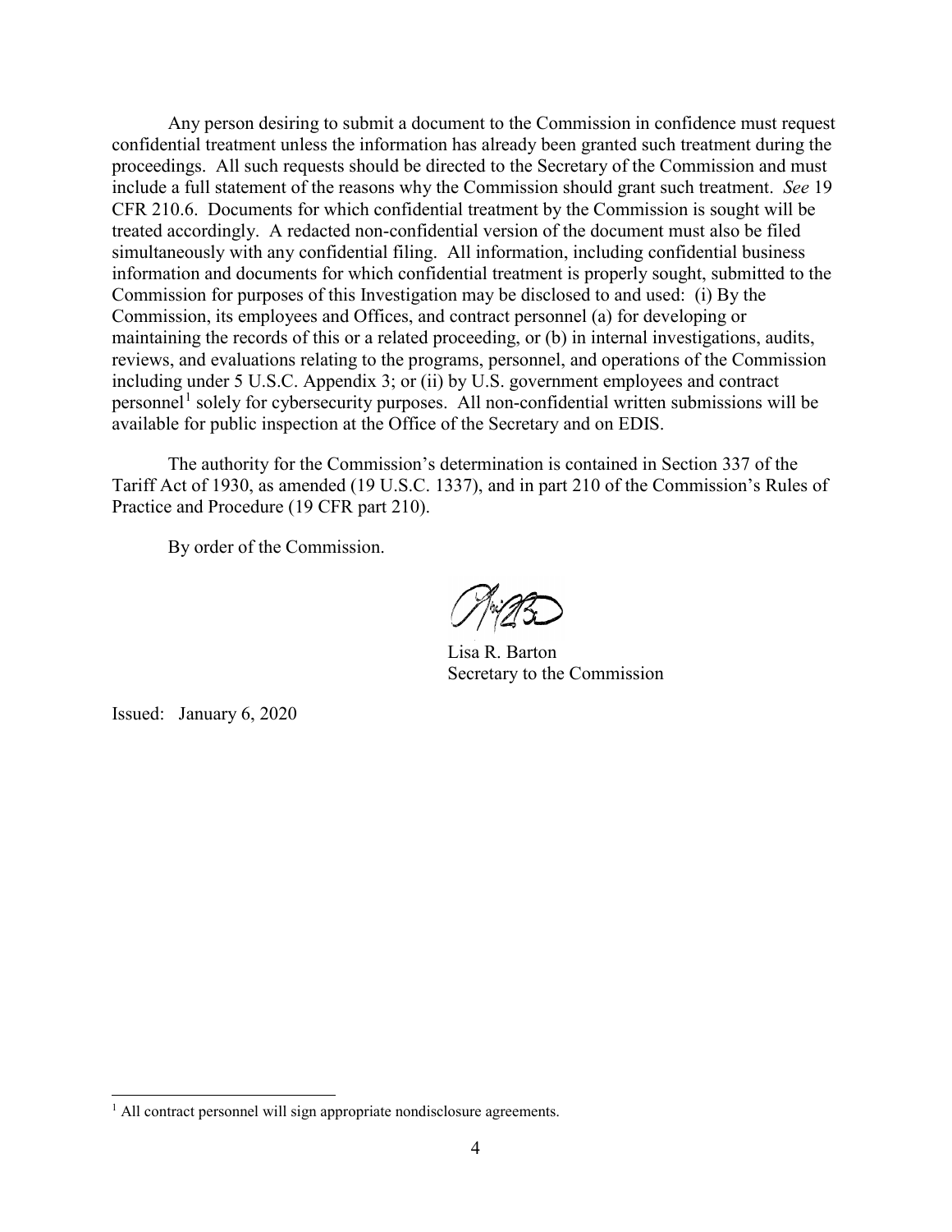Any person desiring to submit a document to the Commission in confidence must request confidential treatment unless the information has already been granted such treatment during the proceedings. All such requests should be directed to the Secretary of the Commission and must include a full statement of the reasons why the Commission should grant such treatment. *See* 19 CFR 210.6. Documents for which confidential treatment by the Commission is sought will be treated accordingly. A redacted non-confidential version of the document must also be filed simultaneously with any confidential filing. All information, including confidential business information and documents for which confidential treatment is properly sought, submitted to the Commission for purposes of this Investigation may be disclosed to and used: (i) By the Commission, its employees and Offices, and contract personnel (a) for developing or maintaining the records of this or a related proceeding, or (b) in internal investigations, audits, reviews, and evaluations relating to the programs, personnel, and operations of the Commission including under 5 U.S.C. Appendix 3; or (ii) by U.S. government employees and contract personnel[1] solely for cybersecurity purposes. All non-confidential written submissions will be available for public inspection at the Office of the Secretary and on EDIS.

The authority for the Commission's determination is contained in Section 337 of the Tariff Act of 1930, as amended (19 U.S.C. 1337), and in part 210 of the Commission's Rules of Practice and Procedure (19 CFR part 210).

By order of the Commission.

Lisa R. Barton
Secretary to the Commission

Issued: January 6, 2020

[1] All contract personnel will sign appropriate nondisclosure agreements.